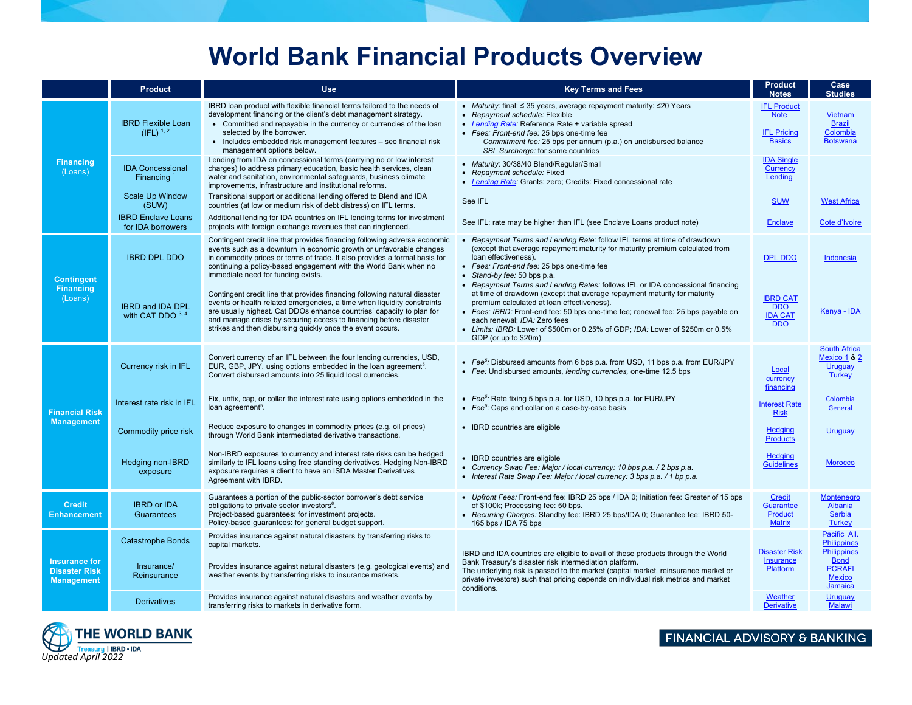# World Bank Financial Products Overview

| | Product | Use | Key Terms and Fees | Product Notes | Case Studies |
|---|---|---|---|---|---|
| **Financing** (Loans) | IBRD Flexible Loan (IFL) [1, 2] | IBRD loan product with flexible financial terms tailored to the needs of development financing or the client's debt management strategy. • Committed and repayable in the currency or currencies of the loan selected by the borrower. • Includes embedded risk management features – see financial risk management options below. | • *Maturity:* final: ≤ 35 years, average repayment maturity: ≤20 Years • *Repayment schedule:* Flexible • *Lending Rate:* Reference Rate + variable spread • *Fees: Front-end fee:* 25 bps one-time fee *Commitment fee:* 25 bps per annum (p.a.) on undisbursed balance *SBL Surcharge:* for some countries | IFL Product Note; IFL Pricing Basics | Vietnam, Brazil, Colombia, Botswana |
| | IDA Concessional Financing [1] | Lending from IDA on concessional terms (carrying no or low interest charges) to address primary education, basic health services, clean water and sanitation, environmental safeguards, business climate improvements, infrastructure and institutional reforms. | • *Maturity:* 30/38/40 Blend/Regular/Small • *Repayment schedule:* Fixed • *Lending Rate:* Grants: zero; Credits: Fixed concessional rate | IDA Single Currency Lending | |
| | Scale Up Window (SUW) | Transitional support or additional lending offered to Blend and IDA countries (at low or medium risk of debt distress) on IFL terms. | See IFL | SUW | West Africa |
| | IBRD Enclave Loans for IDA borrowers | Additional lending for IDA countries on IFL lending terms for investment projects with foreign exchange revenues that can ringfenced. | See IFL; rate may be higher than IFL (see Enclave Loans product note) | Enclave | Cote d'Ivoire |
| **Contingent Financing** (Loans) | IBRD DPL DDO | Contingent credit line that provides financing following adverse economic events such as a downturn in economic growth or unfavorable changes in commodity prices or terms of trade. It also provides a formal basis for continuing a policy-based engagement with the World Bank when no immediate need for funding exists. | • *Repayment Terms and Lending Rate:* follow IFL terms at time of drawdown (except that average repayment maturity for maturity premium calculated from loan effectiveness). • *Fees: Front-end fee:* 25 bps one-time fee • *Stand-by fee:* 50 bps p.a. | DPL DDO | Indonesia |
| | IBRD and IDA DPL with CAT DDO [3, 4] | Contingent credit line that provides financing following natural disaster events or health related emergencies, a time when liquidity constraints are usually highest. Cat DDOs enhance countries' capacity to plan for and manage crises by securing access to financing before disaster strikes and then disbursing quickly once the event occurs. | • *Repayment Terms and Lending Rates:* follows IFL or IDA concessional financing at time of drawdown (except that average repayment maturity for maturity premium calculated at loan effectiveness). • *Fees: IBRD:* Front-end fee: 50 bps one-time fee; renewal fee: 25 bps payable on each renewal; *IDA:* Zero fees • *Limits: IBRD:* Lower of $500m or 0.25% of GDP; *IDA:* Lower of $250m or 0.5% GDP (or up to $20m) | IBRD CAT DDO; IDA CAT DDO | Kenya - IDA |
| **Financial Risk Management** | Currency risk in IFL | Convert currency of an IFL between the four lending currencies, USD, EUR, GBP, JPY, using options embedded in the loan agreement[5]. Convert disbursed amounts into 25 liquid local currencies. | • *Fee*[5]: Disbursed amounts from 6 bps p.a. from USD, 11 bps p.a. from EUR/JPY • *Fee:* Undisbursed amounts, *lending currencies,* one-time 12.5 bps | Local currency financing | South Africa, Mexico 1 & 2, Uruguay, Turkey |
| | Interest rate risk in IFL | Fix, unfix, cap, or collar the interest rate using options embedded in the loan agreement[5]. | • *Fee*[5]: Rate fixing 5 bps p.a. for USD, 10 bps p.a. for EUR/JPY • *Fee*[5]: Caps and collar on a case-by-case basis | Interest Rate Risk | Colombia, General |
| | Commodity price risk | Reduce exposure to changes in commodity prices (e.g. oil prices) through World Bank intermediated derivative transactions. | • IBRD countries are eligible | Hedging Products | Uruguay |
| | Hedging non-IBRD exposure | Non-IBRD exposures to currency and interest rate risks can be hedged similarly to IFL loans using free standing derivatives. Hedging Non-IBRD exposure requires a client to have an ISDA Master Derivatives Agreement with IBRD. | • IBRD countries are eligible • *Currency Swap Fee: Major / local currency: 10 bps p.a. / 2 bps p.a.* • *Interest Rate Swap Fee: Major / local currency: 3 bps p.a. / 1 bp p.a.* | Hedging Guidelines | Morocco |
| **Credit Enhancement** | IBRD or IDA Guarantees | Guarantees a portion of the public-sector borrower's debt service obligations to private sector investors[6]. Project-based guarantees: for investment projects. Policy-based guarantees: for general budget support. | • *Upfront Fees:* Front-end fee: IBRD 25 bps / IDA 0; Initiation fee: Greater of 15 bps of $100k; Processing fee: 50 bps. • *Recurring Charges:* Standby fee: IBRD 25 bps/IDA 0; Guarantee fee: IBRD 50-165 bps / IDA 75 bps | Credit Guarantee Product Matrix | Montenegro, Albania, Serbia, Turkey |
| **Insurance for Disaster Risk Management** | Catastrophe Bonds | Provides insurance against natural disasters by transferring risks to capital markets. | IBRD and IDA countries are eligible to avail of these products through the World Bank Treasury's disaster risk intermediation platform. The underlying risk is passed to the market (capital market, reinsurance market or private investors) such that pricing depends on individual risk metrics and market conditions. | Disaster Risk Insurance Platform | Pacific All, Philippines |
| | Insurance/ Reinsurance | Provides insurance against natural disasters (e.g. geological events) and weather events by transferring risks to insurance markets. | | | Philippines Bond, PCRAFI, Mexico, Jamaica |
| | Derivatives | Provides insurance against natural disasters and weather events by transferring risks to markets in derivative form. | | Weather Derivative | Uruguay, Malawi |

THE WORLD BANK
Treasury | IBRD • IDA

Updated April 2022

FINANCIAL ADVISORY & BANKING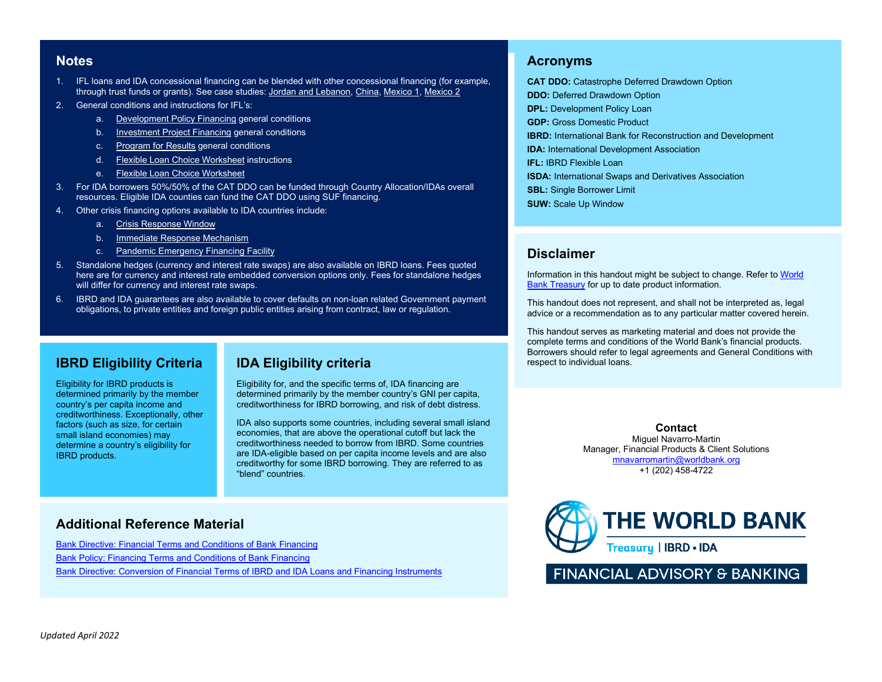## Notes

1. IFL loans and IDA concessional financing can be blended with other concessional financing (for example, through trust funds or grants). See case studies: Jordan and Lebanon, China, Mexico 1, Mexico 2
2. General conditions and instructions for IFL's:
   a. Development Policy Financing general conditions
   b. Investment Project Financing general conditions
   c. Program for Results general conditions
   d. Flexible Loan Choice Worksheet instructions
   e. Flexible Loan Choice Worksheet
3. For IDA borrowers 50%/50% of the CAT DDO can be funded through Country Allocation/IDAs overall resources. Eligible IDA counties can fund the CAT DDO using SUF financing.
4. Other crisis financing options available to IDA countries include:
   a. Crisis Response Window
   b. Immediate Response Mechanism
   c. Pandemic Emergency Financing Facility
5. Standalone hedges (currency and interest rate swaps) are also available on IBRD loans. Fees quoted here are for currency and interest rate embedded conversion options only. Fees for standalone hedges will differ for currency and interest rate swaps.
6. IBRD and IDA guarantees are also available to cover defaults on non-loan related Government payment obligations, to private entities and foreign public entities arising from contract, law or regulation.

## IBRD Eligibility Criteria

Eligibility for IBRD products is determined primarily by the member country's per capita income and creditworthiness. Exceptionally, other factors (such as size, for certain small island economies) may determine a country's eligibility for IBRD products.

## IDA Eligibility criteria

Eligibility for, and the specific terms of, IDA financing are determined primarily by the member country's GNI per capita, creditworthiness for IBRD borrowing, and risk of debt distress.

IDA also supports some countries, including several small island economies, that are above the operational cutoff but lack the creditworthiness needed to borrow from IBRD. Some countries are IDA-eligible based on per capita income levels and are also creditworthy for some IBRD borrowing. They are referred to as "blend" countries.

## Additional Reference Material

Bank Directive: Financial Terms and Conditions of Bank Financing

Bank Policy: Financing Terms and Conditions of Bank Financing

Bank Directive: Conversion of Financial Terms of IBRD and IDA Loans and Financing Instruments

## Acronyms

**CAT DDO:** Catastrophe Deferred Drawdown Option
**DDO:** Deferred Drawdown Option
**DPL:** Development Policy Loan
**GDP:** Gross Domestic Product
**IBRD:** International Bank for Reconstruction and Development
**IDA:** International Development Association
**IFL:** IBRD Flexible Loan
**ISDA:** International Swaps and Derivatives Association
**SBL:** Single Borrower Limit
**SUW:** Scale Up Window

## Disclaimer

Information in this handout might be subject to change. Refer to World Bank Treasury for up to date product information.

This handout does not represent, and shall not be interpreted as, legal advice or a recommendation as to any particular matter covered herein.

This handout serves as marketing material and does not provide the complete terms and conditions of the World Bank's financial products. Borrowers should refer to legal agreements and General Conditions with respect to individual loans.

**Contact**
Miguel Navarro-Martin
Manager, Financial Products & Client Solutions
mnavarromartin@worldbank.org
+1 (202) 458-4722

THE WORLD BANK
Treasury | IBRD • IDA
FINANCIAL ADVISORY & BANKING

*Updated April 2022*